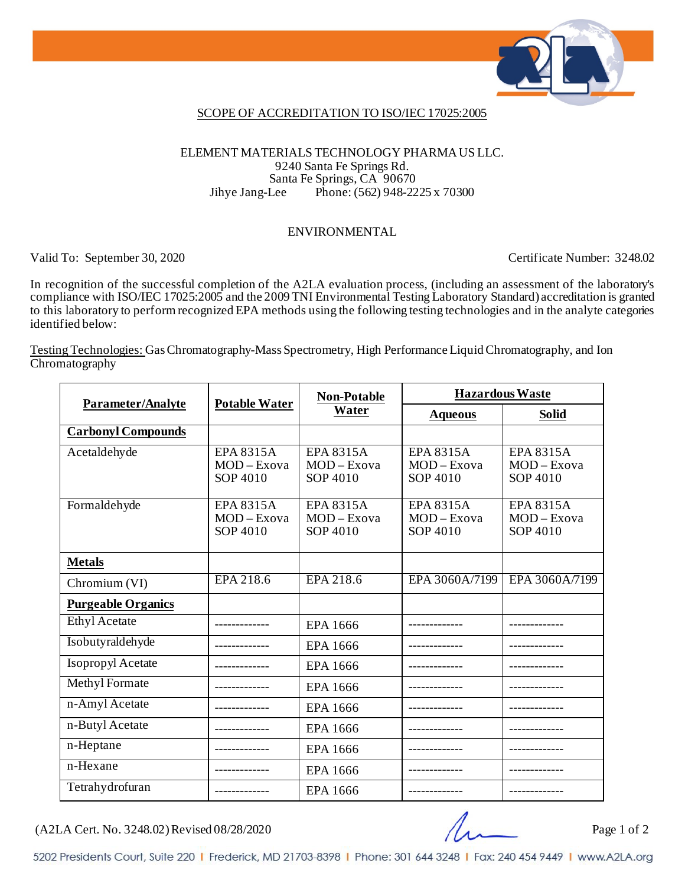## SCOPE OF ACCREDITATION TO ISO/IEC 17025:2005

ELEMENT MATERIALS TECHNOLOGY PHARMA US LLC.
9240 Santa Fe Springs Rd.
Santa Fe Springs, CA 90670
Jihye Jang-Lee Phone: (562) 948-2225 x 70300

ENVIRONMENTAL

Valid To: September 30, 2020 Certificate Number: 3248.02

In recognition of the successful completion of the A2LA evaluation process, (including an assessment of the laboratory's compliance with ISO/IEC 17025:2005 and the 2009 TNI Environmental Testing Laboratory Standard) accreditation is granted to this laboratory to perform recognized EPA methods using the following testing technologies and in the analyte categories identified below:

Testing Technologies: Gas Chromatography-Mass Spectrometry, High Performance Liquid Chromatography, and Ion Chromatography

| **Parameter/Analyte** | **Potable Water** | **Non-Potable Water** | **Hazardous Waste** | |
|---|---|---|---|---|
| | | | **Aqueous** | **Solid** |
| **Carbonyl Compounds** | | | | |
| Acetaldehyde | EPA 8315A MOD – Exova SOP 4010 | EPA 8315A MOD – Exova SOP 4010 | EPA 8315A MOD – Exova SOP 4010 | EPA 8315A MOD – Exova SOP 4010 |
| Formaldehyde | EPA 8315A MOD – Exova SOP 4010 | EPA 8315A MOD – Exova SOP 4010 | EPA 8315A MOD – Exova SOP 4010 | EPA 8315A MOD – Exova SOP 4010 |
| **Metals** | | | | |
| Chromium (VI) | EPA 218.6 | EPA 218.6 | EPA 3060A/7199 | EPA 3060A/7199 |
| **Purgeable Organics** | | | | |
| Ethyl Acetate | ------------- | EPA 1666 | ------------- | ------------- |
| Isobutyraldehyde | ------------- | EPA 1666 | ------------- | ------------- |
| Isopropyl Acetate | ------------- | EPA 1666 | ------------- | ------------- |
| Methyl Formate | ------------- | EPA 1666 | ------------- | ------------- |
| n-Amyl Acetate | ------------- | EPA 1666 | ------------- | ------------- |
| n-Butyl Acetate | ------------- | EPA 1666 | ------------- | ------------- |
| n-Heptane | ------------- | EPA 1666 | ------------- | ------------- |
| n-Hexane | ------------- | EPA 1666 | ------------- | ------------- |
| Tetrahydrofuran | ------------- | EPA 1666 | ------------- | ------------- |

(A2LA Cert. No. 3248.02) Revised 08/28/2020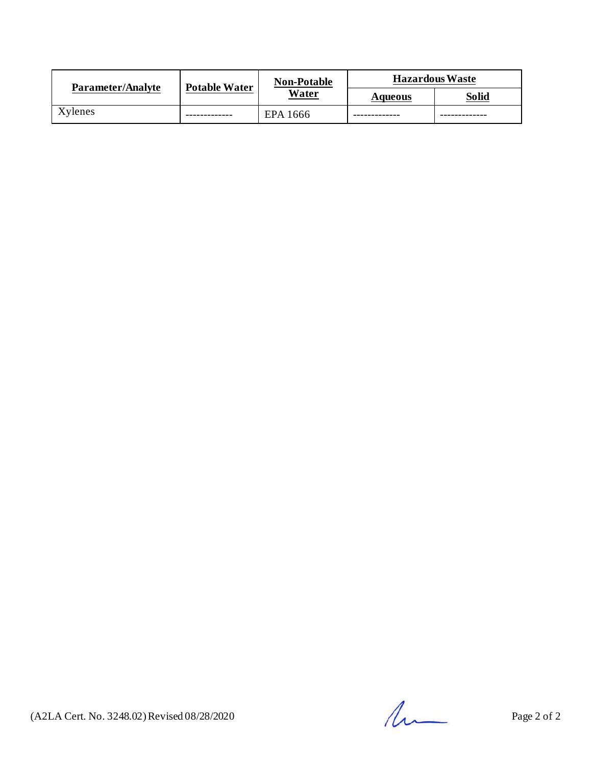| Parameter/Analyte | Potable Water | Non-Potable Water | Hazardous Waste | |
|---|---|---|---|---|
| | | | Aqueous | Solid |
| Xylenes | ------------- | EPA 1666 | ------------- | ------------- |

(A2LA Cert. No. 3248.02) Revised 08/28/2020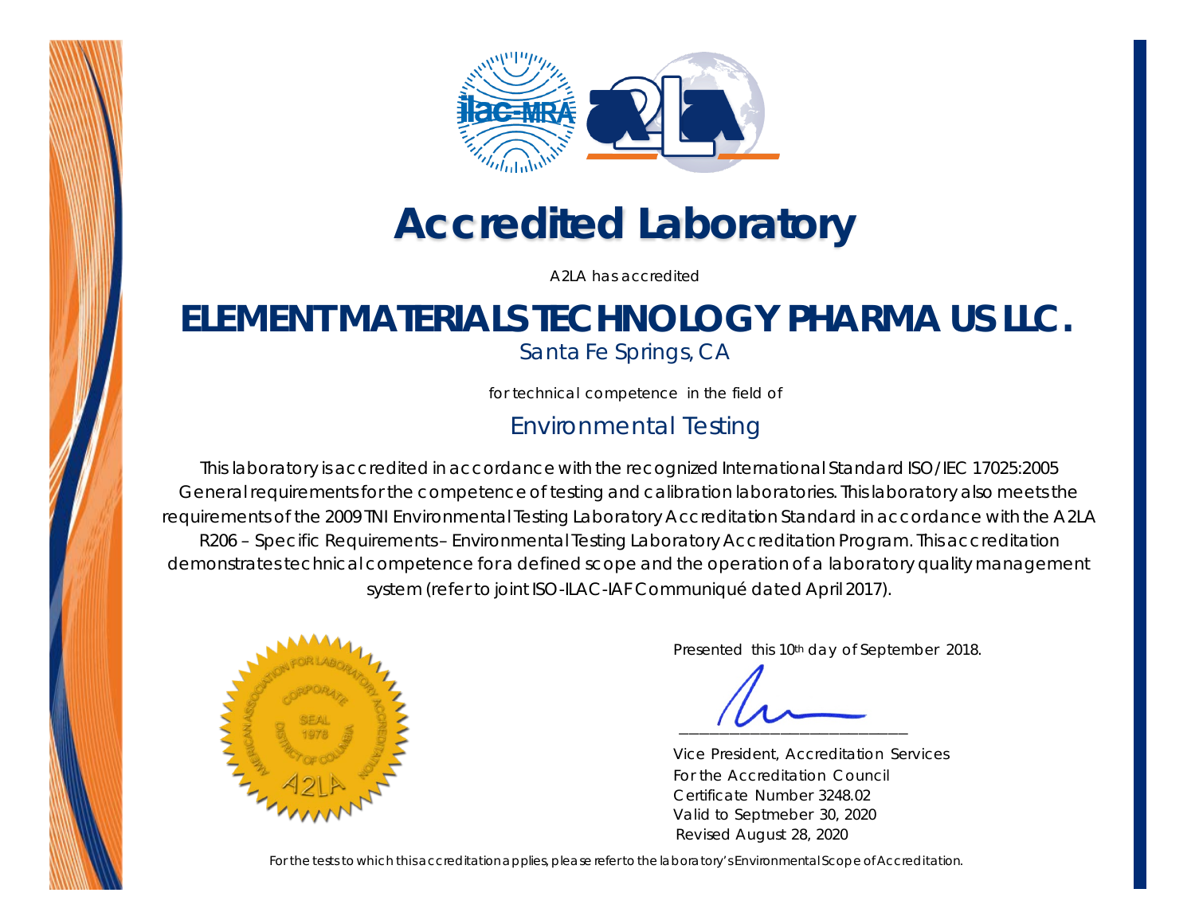# Accredited Laboratory

A2LA has accredited

## ELEMENT MATERIALS TECHNOLOGY PHARMA US LLC.

Santa Fe Springs, CA

for technical competence in the field of

### Environmental Testing

This laboratory is accredited in accordance with the recognized International Standard ISO/IEC 17025:2005 General requirements for the competence of testing and calibration laboratories. This laboratory also meets the requirements of the 2009 TNI Environmental Testing Laboratory Accreditation Standard in accordance with the A2LA R206 – Specific Requirements – Environmental Testing Laboratory Accreditation Program. This accreditation demonstrates technical competence for a defined scope and the operation of a laboratory quality management system (refer to joint ISO-ILAC-IAF Communiqué dated April 2017).

Presented this 10th day of September 2018.

Vice President, Accreditation Services
For the Accreditation Council
Certificate Number 3248.02
Valid to Septmeber 30, 2020
Revised August 28, 2020

For the tests to which this accreditation applies, please refer to the laboratory's Environmental Scope of Accreditation.